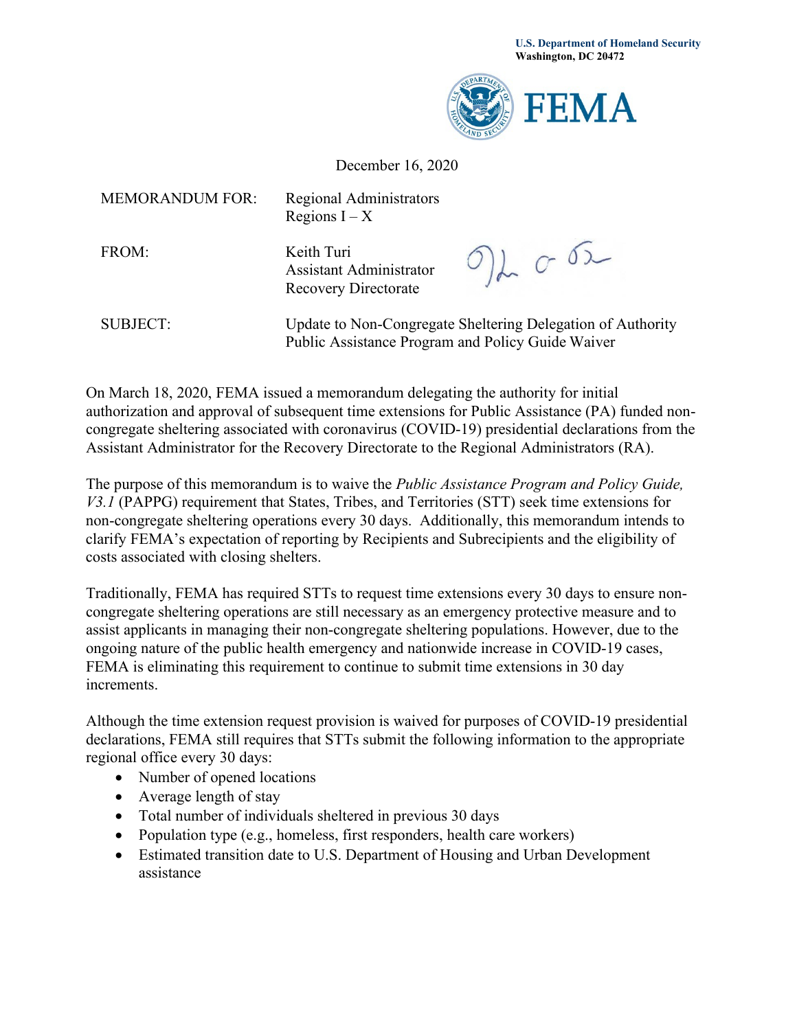U.S. Department of Homeland Security
Washington, DC 20472

FEMA

December 16, 2020

MEMORANDUM FOR: Regional Administrators
Regions I – X

FROM: Keith Turi
Assistant Administrator
Recovery Directorate

SUBJECT: Update to Non-Congregate Sheltering Delegation of Authority
Public Assistance Program and Policy Guide Waiver

On March 18, 2020, FEMA issued a memorandum delegating the authority for initial authorization and approval of subsequent time extensions for Public Assistance (PA) funded non-congregate sheltering associated with coronavirus (COVID-19) presidential declarations from the Assistant Administrator for the Recovery Directorate to the Regional Administrators (RA).

The purpose of this memorandum is to waive the *Public Assistance Program and Policy Guide, V3.1* (PAPPG) requirement that States, Tribes, and Territories (STT) seek time extensions for non-congregate sheltering operations every 30 days. Additionally, this memorandum intends to clarify FEMA's expectation of reporting by Recipients and Subrecipients and the eligibility of costs associated with closing shelters.

Traditionally, FEMA has required STTs to request time extensions every 30 days to ensure non-congregate sheltering operations are still necessary as an emergency protective measure and to assist applicants in managing their non-congregate sheltering populations. However, due to the ongoing nature of the public health emergency and nationwide increase in COVID-19 cases, FEMA is eliminating this requirement to continue to submit time extensions in 30 day increments.

Although the time extension request provision is waived for purposes of COVID-19 presidential declarations, FEMA still requires that STTs submit the following information to the appropriate regional office every 30 days:

- Number of opened locations
- Average length of stay
- Total number of individuals sheltered in previous 30 days
- Population type (e.g., homeless, first responders, health care workers)
- Estimated transition date to U.S. Department of Housing and Urban Development assistance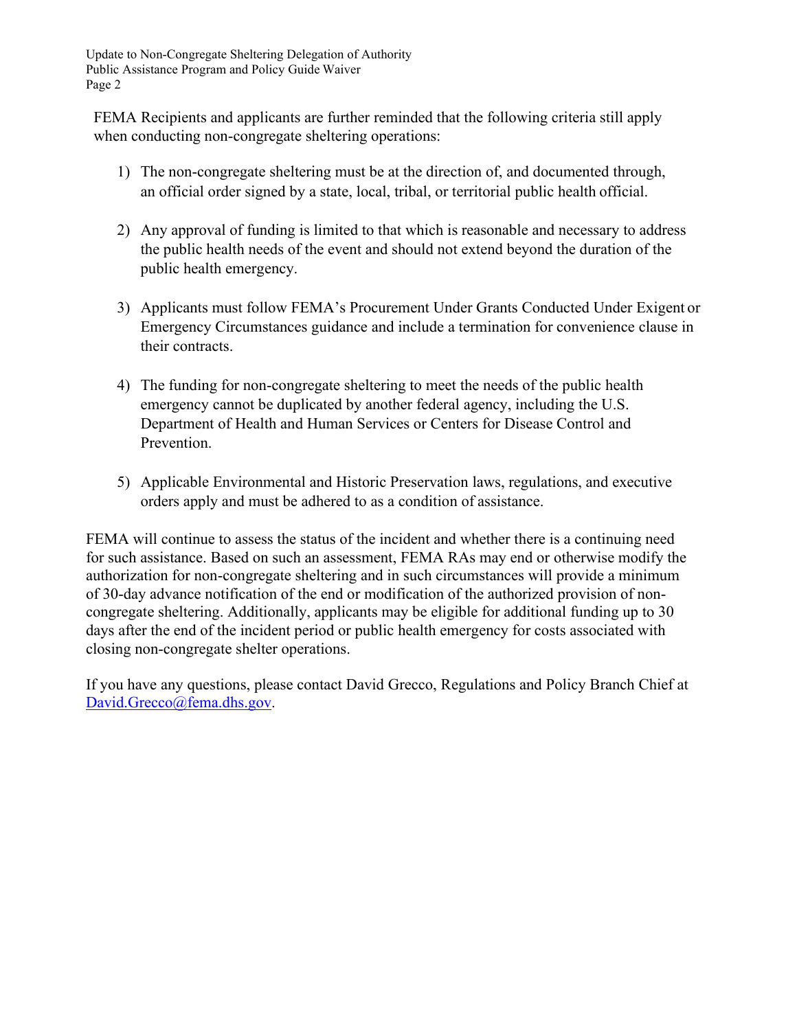FEMA Recipients and applicants are further reminded that the following criteria still apply when conducting non-congregate sheltering operations:

1) The non-congregate sheltering must be at the direction of, and documented through, an official order signed by a state, local, tribal, or territorial public health official.

2) Any approval of funding is limited to that which is reasonable and necessary to address the public health needs of the event and should not extend beyond the duration of the public health emergency.

3) Applicants must follow FEMA's Procurement Under Grants Conducted Under Exigent or Emergency Circumstances guidance and include a termination for convenience clause in their contracts.

4) The funding for non-congregate sheltering to meet the needs of the public health emergency cannot be duplicated by another federal agency, including the U.S. Department of Health and Human Services or Centers for Disease Control and Prevention.

5) Applicable Environmental and Historic Preservation laws, regulations, and executive orders apply and must be adhered to as a condition of assistance.

FEMA will continue to assess the status of the incident and whether there is a continuing need for such assistance. Based on such an assessment, FEMA RAs may end or otherwise modify the authorization for non-congregate sheltering and in such circumstances will provide a minimum of 30-day advance notification of the end or modification of the authorized provision of non-congregate sheltering. Additionally, applicants may be eligible for additional funding up to 30 days after the end of the incident period or public health emergency for costs associated with closing non-congregate shelter operations.

If you have any questions, please contact David Grecco, Regulations and Policy Branch Chief at David.Grecco@fema.dhs.gov.